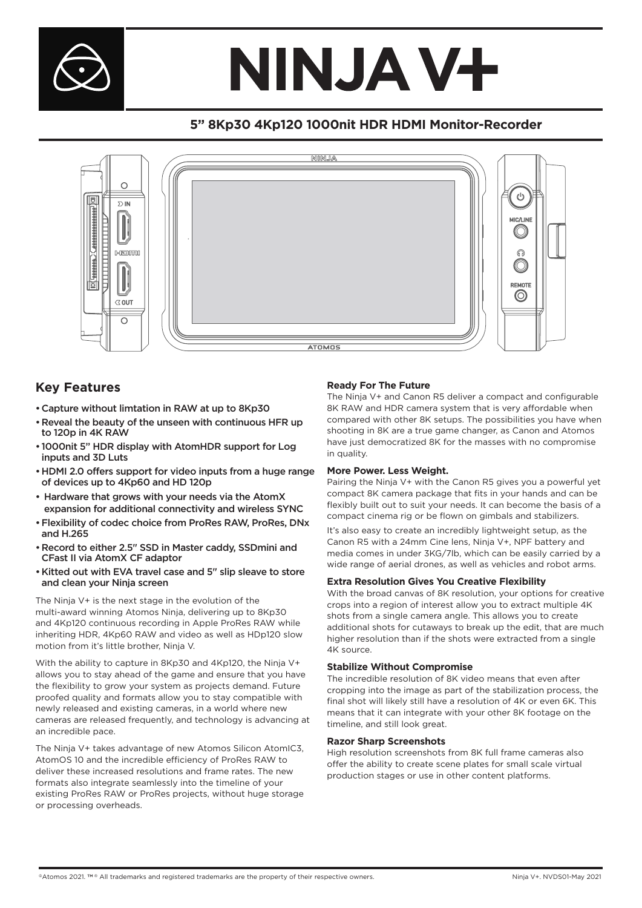# NINJA V+

## 5" 8Kp30 4Kp120 1000nit HDR HDMI Monitor-Recorder

## Key Features

- Capture without limtation in RAW at up to 8Kp30
- Reveal the beauty of the unseen with continuous HFR up to 120p in 4K RAW
- 1000nit 5" HDR display with AtomHDR support for Log inputs and 3D Luts
- HDMI 2.0 offers support for video inputs from a huge range of devices up to 4Kp60 and HD 120p
- Hardware that grows with your needs via the AtomX expansion for additional connectivity and wireless SYNC
- Flexibility of codec choice from ProRes RAW, ProRes, DNx and H.265
- Record to either 2.5" SSD in Master caddy, SSDmini and CFast II via AtomX CF adaptor
- Kitted out with EVA travel case and 5" slip sleave to store and clean your Ninja screen

The Ninja V+ is the next stage in the evolution of the multi-award winning Atomos Ninja, delivering up to 8Kp30 and 4Kp120 continuous recording in Apple ProRes RAW while inheriting HDR, 4Kp60 RAW and video as well as HDp120 slow motion from it's little brother, Ninja V.

With the ability to capture in 8Kp30 and 4Kp120, the Ninja V+ allows you to stay ahead of the game and ensure that you have the flexibility to grow your system as projects demand. Future proofed quality and formats allow you to stay compatible with newly released and existing cameras, in a world where new cameras are released frequently, and technology is advancing at an incredible pace.

The Ninja V+ takes advantage of new Atomos Silicon AtomIC3, AtomOS 10 and the incredible efficiency of ProRes RAW to deliver these increased resolutions and frame rates. The new formats also integrate seamlessly into the timeline of your existing ProRes RAW or ProRes projects, without huge storage or processing overheads.

### Ready For The Future

The Ninja V+ and Canon R5 deliver a compact and configurable 8K RAW and HDR camera system that is very affordable when compared with other 8K setups. The possibilities you have when shooting in 8K are a true game changer, as Canon and Atomos have just democratized 8K for the masses with no compromise in quality.

### More Power. Less Weight.

Pairing the Ninja V+ with the Canon R5 gives you a powerful yet compact 8K camera package that fits in your hands and can be flexibly built out to suit your needs. It can become the basis of a compact cinema rig or be flown on gimbals and stabilizers.

It's also easy to create an incredibly lightweight setup, as the Canon R5 with a 24mm Cine lens, Ninja V+, NPF battery and media comes in under 3KG/7lb, which can be easily carried by a wide range of aerial drones, as well as vehicles and robot arms.

### Extra Resolution Gives You Creative Flexibility

With the broad canvas of 8K resolution, your options for creative crops into a region of interest allow you to extract multiple 4K shots from a single camera angle. This allows you to create additional shots for cutaways to break up the edit, that are much higher resolution than if the shots were extracted from a single 4K source.

### Stabilize Without Compromise

The incredible resolution of 8K video means that even after cropping into the image as part of the stabilization process, the final shot will likely still have a resolution of 4K or even 6K. This means that it can integrate with your other 8K footage on the timeline, and still look great.

### Razor Sharp Screenshots

High resolution screenshots from 8K full frame cameras also offer the ability to create scene plates for small scale virtual production stages or use in other content platforms.

©Atomos 2021. ™® All trademarks and registered trademarks are the property of their respective owners. Ninja V+. NVDS01-May 2021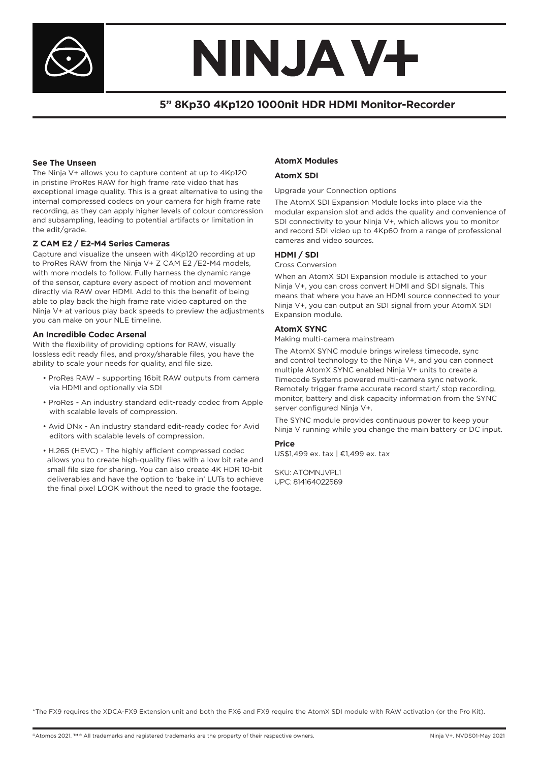# NINJA V+

## 5” 8Kp30 4Kp120 1000nit HDR HDMI Monitor-Recorder

**See The Unseen**

The Ninja V+ allows you to capture content at up to 4Kp120 in pristine ProRes RAW for high frame rate video that has exceptional image quality. This is a great alternative to using the internal compressed codecs on your camera for high frame rate recording, as they can apply higher levels of colour compression and subsampling, leading to potential artifacts or limitation in the edit/grade.

**Z CAM E2 / E2-M4 Series Cameras**

Capture and visualize the unseen with 4Kp120 recording at up to ProRes RAW from the Ninja V+ Z CAM E2 /E2-M4 models, with more models to follow. Fully harness the dynamic range of the sensor, capture every aspect of motion and movement directly via RAW over HDMI. Add to this the benefit of being able to play back the high frame rate video captured on the Ninja V+ at various play back speeds to preview the adjustments you can make on your NLE timeline.

**An Incredible Codec Arsenal**

With the flexibility of providing options for RAW, visually lossless edit ready files, and proxy/sharable files, you have the ability to scale your needs for quality, and file size.

- ProRes RAW – supporting 16bit RAW outputs from camera via HDMI and optionally via SDI
- ProRes - An industry standard edit-ready codec from Apple with scalable levels of compression.
- Avid DNx - An industry standard edit-ready codec for Avid editors with scalable levels of compression.
- H.265 (HEVC) - The highly efficient compressed codec allows you to create high-quality files with a low bit rate and small file size for sharing. You can also create 4K HDR 10-bit deliverables and have the option to ‘bake in’ LUTs to achieve the final pixel LOOK without the need to grade the footage.

**AtomX Modules**

**AtomX SDI**

Upgrade your Connection options

The AtomX SDI Expansion Module locks into place via the modular expansion slot and adds the quality and convenience of SDI connectivity to your Ninja V+, which allows you to monitor and record SDI video up to 4Kp60 from a range of professional cameras and video sources.

**HDMI / SDI**

Cross Conversion

When an AtomX SDI Expansion module is attached to your Ninja V+, you can cross convert HDMI and SDI signals. This means that where you have an HDMI source connected to your Ninja V+, you can output an SDI signal from your AtomX SDI Expansion module.

**AtomX SYNC**

Making multi-camera mainstream

The AtomX SYNC module brings wireless timecode, sync and control technology to the Ninja V+, and you can connect multiple AtomX SYNC enabled Ninja V+ units to create a Timecode Systems powered multi-camera sync network. Remotely trigger frame accurate record start/ stop recording, monitor, battery and disk capacity information from the SYNC server configured Ninja V+.

The SYNC module provides continuous power to keep your Ninja V running while you change the main battery or DC input.

**Price**

US$1,499 ex. tax | €1,499 ex. tax

SKU: ATOMNJVPL1
UPC: 814164022569

*The FX9 requires the XDCA-FX9 Extension unit and both the FX6 and FX9 require the AtomX SDI module with RAW activation (or the Pro Kit).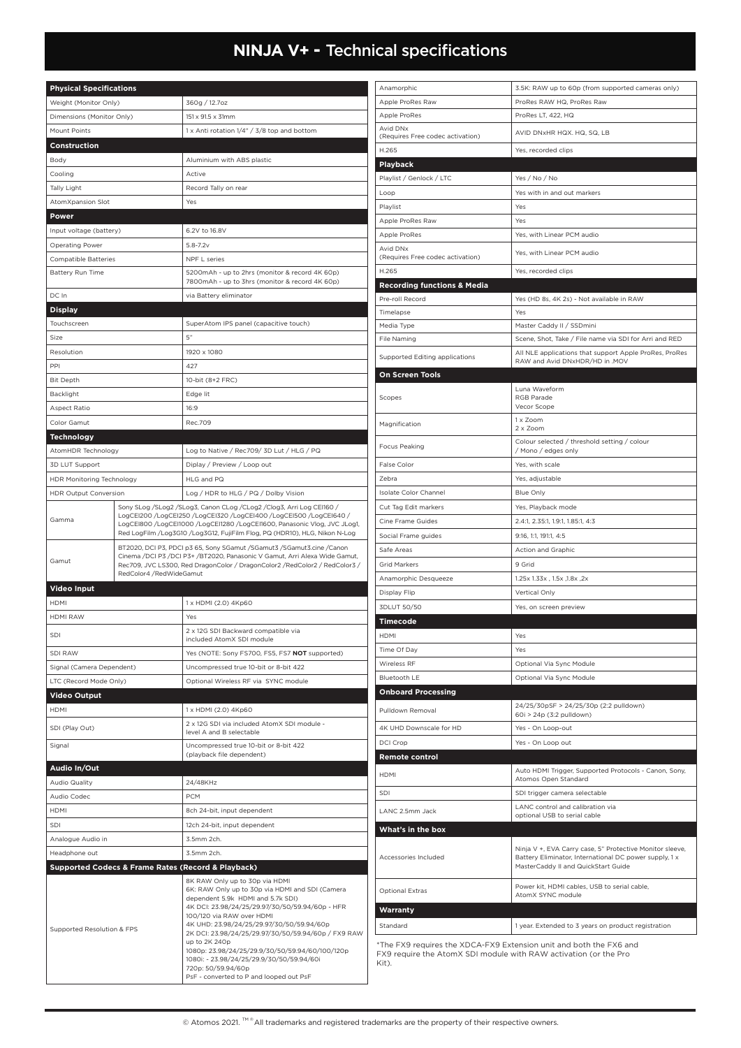# NINJA V+ - Technical specifications

| Physical Specifications | |
|---|---|
| Weight (Monitor Only) | 360g / 12.7oz |
| Dimensions (Monitor Only) | 151 x 91.5 x 31mm |
| Mount Points | 1 x Anti rotation 1/4" / 3/8 top and bottom |
| **Construction** | |
| Body | Aluminium with ABS plastic |
| Cooling | Active |
| Tally Light | Record Tally on rear |
| AtomXpansion Slot | Yes |
| **Power** | |
| Input voltage (battery) | 6.2V to 16.8V |
| Operating Power | 5.8-7.2v |
| Compatible Batteries | NPF L series |
| Battery Run Time | 5200mAh - up to 2hrs (monitor & record 4K 60p) 7800mAh - up to 3hrs (monitor & record 4K 60p) |
| DC In | via Battery eliminator |
| **Display** | |
| Touchscreen | SuperAtom IPS panel (capacitive touch) |
| Size | 5" |
| Resolution | 1920 x 1080 |
| PPI | 427 |
| Bit Depth | 10-bit (8+2 FRC) |
| Backlight | Edge lit |
| Aspect Ratio | 16:9 |
| Color Gamut | Rec.709 |
| **Technology** | |
| AtomHDR Technology | Log to Native / Rec709/ 3D Lut / HLG / PQ |
| 3D LUT Support | Diplay / Preview / Loop out |
| HDR Monitoring Technology | HLG and PQ |
| HDR Output Conversion | Log / HDR to HLG / PQ / Dolby Vision |
| Gamma | Sony SLog /SLog2 /SLog3, Canon CLog /CLog2 /Clog3, Arri Log CEI160 / LogCEI200 /LogCEI250 /LogCEI320 /LogCEI400 /LogCEI500 /LogCEI640 / LogCEI800 /LogCEI1000 /LogCEI1280 /LogCEI1600, Panasonic Vlog, JVC JLog1, Red LogFilm /Log3G10 /Log3G12, FujiFilm Flog, PQ (HDR10), HLG, Nikon N-Log |
| Gamut | BT2020, DCI P3, PDCI p3 65, Sony SGamut /SGamut3 /SGamut3.cine /Canon Cinema /DCI P3 /DCI P3+ /BT2020, Panasonic V Gamut, Arri Alexa Wide Gamut, Rec709, JVC LS300, Red DragonColor / DragonColor2 /RedColor2 / RedColor3 / RedColor4 /RedWideGamut |
| **Video Input** | |
| HDMI | 1 x HDMI (2.0) 4Kp60 |
| HDMI RAW | Yes |
| SDI | 2 x 12G SDI Backward compatible via included AtomX SDI module |
| SDI RAW | Yes (NOTE: Sony FS700, FS5, FS7 **NOT** supported) |
| Signal (Camera Dependent) | Uncompressed true 10-bit or 8-bit 422 |
| LTC (Record Mode Only) | Optional Wireless RF via SYNC module |
| **Video Output** | |
| HDMI | 1 x HDMI (2.0) 4Kp60 |
| SDI (Play Out) | 2 x 12G SDI via included AtomX SDI module - level A and B selectable |
| Signal | Uncompressed true 10-bit or 8-bit 422 (playback file dependent) |
| **Audio In/Out** | |
| Audio Quality | 24/48KHz |
| Audio Codec | PCM |
| HDMI | 8ch 24-bit, input dependent |
| SDI | 12ch 24-bit, input dependent |
| Analogue Audio in | 3.5mm 2ch. |
| Headphone out | 3.5mm 2ch. |
| **Supported Codecs & Frame Rates (Record & Playback)** | |
| Supported Resolution & FPS | 8K RAW Only up to 30p via HDMI<br>6K: RAW Only up to 30p via HDMI and SDI (Camera dependent 5.9k HDMI and 5.7k SDI)<br>4K DCI: 23.98/24/25/29.97/30/50/59.94/60p - HFR 100/120 via RAW over HDMI<br>4K UHD: 23.98/24/25/29.97/30/50/59.94/60p<br>2K DCI: 23.98/24/25/29.97/30/50/59.94/60p / FX9 RAW up to 2K 240p<br>1080p: 23.98/24/25/29.9/30/50/59.94/60/100/120p<br>1080i: - 23.98/24/25/29.9/30/50/59.94/60i<br>720p: 50/59.94/60p<br>PsF - converted to P and looped out PsF |
| Anamorphic | 3.5K: RAW up to 60p (from supported cameras only) |
| Apple ProRes Raw | ProRes RAW HQ, ProRes Raw |
| Apple ProRes | ProRes LT, 422, HQ |
| Avid DNx (Requires Free codec activation) | AVID DNxHR HQX. HQ, SQ, LB |
| H.265 | Yes, recorded clips |
| **Playback** | |
| Playlist / Genlock / LTC | Yes / No / No |
| Loop | Yes with in and out markers |
| Playlist | Yes |
| Apple ProRes Raw | Yes |
| Apple ProRes | Yes, with Linear PCM audio |
| Avid DNx (Requires Free codec activation) | Yes, with Linear PCM audio |
| H.265 | Yes, recorded clips |
| **Recording functions & Media** | |
| Pre-roll Record | Yes (HD 8s, 4K 2s) - Not available in RAW |
| Timelapse | Yes |
| Media Type | Master Caddy II / SSDmini |
| File Naming | Scene, Shot, Take / File name via SDI for Arri and RED |
| Supported Editing applications | All NLE applications that support Apple ProRes, ProRes RAW and Avid DNxHDR/HD in .MOV |
| **On Screen Tools** | |
| Scopes | Luna Waveform<br>RGB Parade<br>Vecor Scope |
| Magnification | 1 x Zoom<br>2 x Zoom |
| Focus Peaking | Colour selected / threshold setting / colour / Mono / edges only |
| False Color | Yes, with scale |
| Zebra | Yes, adjustable |
| Isolate Color Channel | Blue Only |
| Cut Tag Edit markers | Yes, Playback mode |
| Cine Frame Guides | 2.4:1, 2.35:1, 1.9:1, 1.85:1, 4:3 |
| Social Frame guides | 9:16, 1:1, 191:1, 4:5 |
| Safe Areas | Action and Graphic |
| Grid Markers | 9 Grid |
| Anamorphic Desqueeze | 1.25x 1.33x , 1.5x ,1.8x ,2x |
| Display Flip | Vertical Only |
| 3DLUT 50/50 | Yes, on screen preview |
| **Timecode** | |
| HDMI | Yes |
| Time Of Day | Yes |
| Wireless RF | Optional Via Sync Module |
| Bluetooth LE | Optional Via Sync Module |
| **Onboard Processing** | |
| Pulldown Removal | 24/25/30pSF > 24/25/30p (2:2 pulldown)<br>60i > 24p (3:2 pulldown) |
| 4K UHD Downscale for HD | Yes - On Loop-out |
| DCI Crop | Yes - On Loop out |
| **Remote control** | |
| HDMI | Auto HDMI Trigger, Supported Protocols - Canon, Sony, Atomos Open Standard |
| SDI | SDI trigger camera selectable |
| LANC 2.5mm Jack | LANC control and calibration via optional USB to serial cable |
| **What's in the box** | |
| Accessories Included | Ninja V +, EVA Carry case, 5" Protective Monitor sleeve, Battery Eliminator, International DC power supply, 1 x MasterCaddy II and QuickStart Guide |
| Optional Extras | Power kit, HDMI cables, USB to serial cable, AtomX SYNC module |
| **Warranty** | |
| Standard | 1 year. Extended to 3 years on product registration |

*The FX9 requires the XDCA-FX9 Extension unit and both the FX6 and FX9 require the AtomX SDI module with RAW activation (or the Pro Kit).

© Atomos 2021. ™ ® All trademarks and registered trademarks are the property of their respective owners.